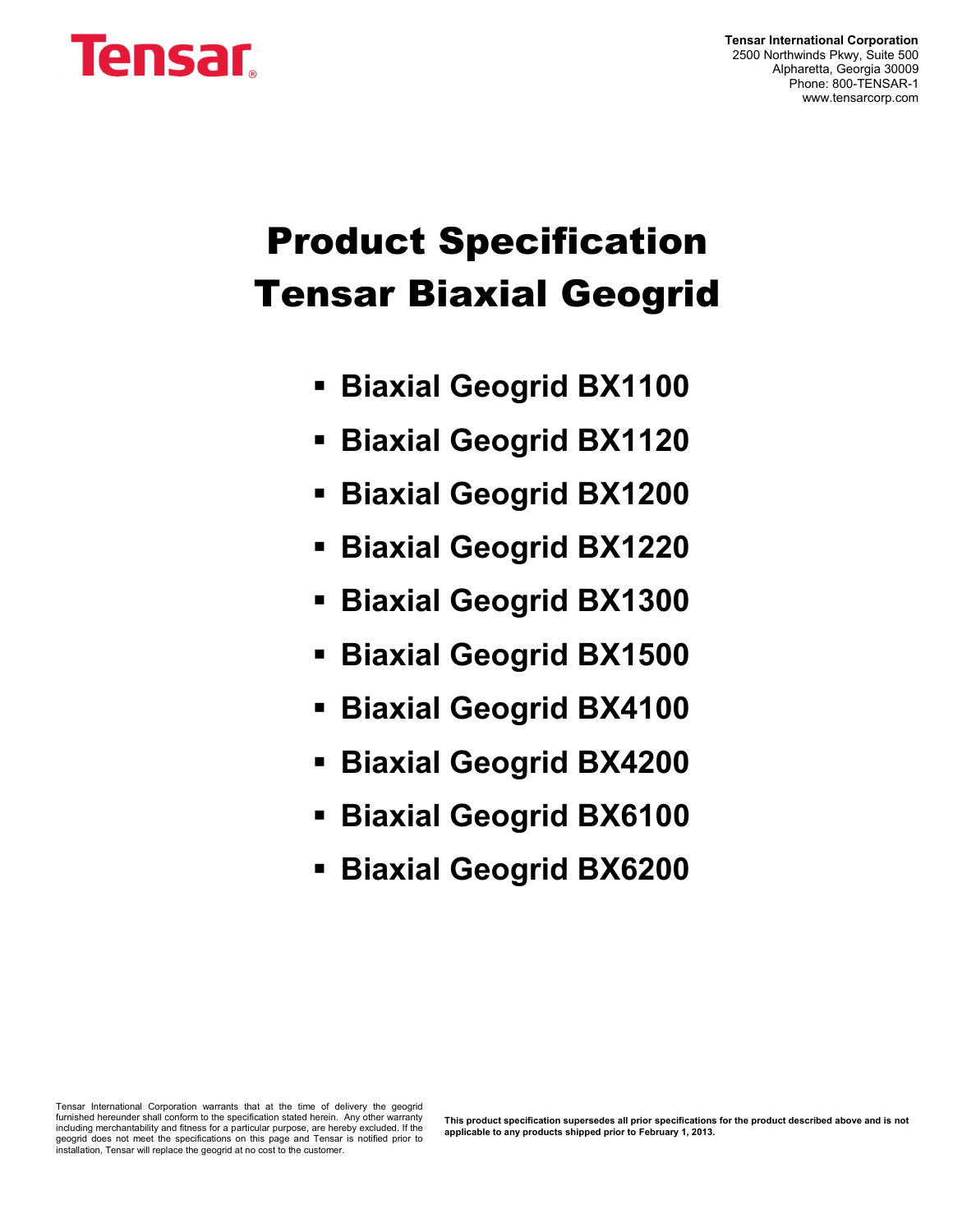Tensar

**Tensar International Corporation**
2500 Northwinds Pkwy, Suite 500
Alpharetta, Georgia 30009
Phone: 800-TENSAR-1
www.tensarcorp.com

# Product Specification
# Tensar Biaxial Geogrid

- **Biaxial Geogrid BX1100**
- **Biaxial Geogrid BX1120**
- **Biaxial Geogrid BX1200**
- **Biaxial Geogrid BX1220**
- **Biaxial Geogrid BX1300**
- **Biaxial Geogrid BX1500**
- **Biaxial Geogrid BX4100**
- **Biaxial Geogrid BX4200**
- **Biaxial Geogrid BX6100**
- **Biaxial Geogrid BX6200**

Tensar International Corporation warrants that at the time of delivery the geogrid furnished hereunder shall conform to the specification stated herein. Any other warranty including merchantability and fitness for a particular purpose, are hereby excluded. If the geogrid does not meet the specifications on this page and Tensar is notified prior to installation, Tensar will replace the geogrid at no cost to the customer.

**This product specification supersedes all prior specifications for the product described above and is not applicable to any products shipped prior to February 1, 2013.**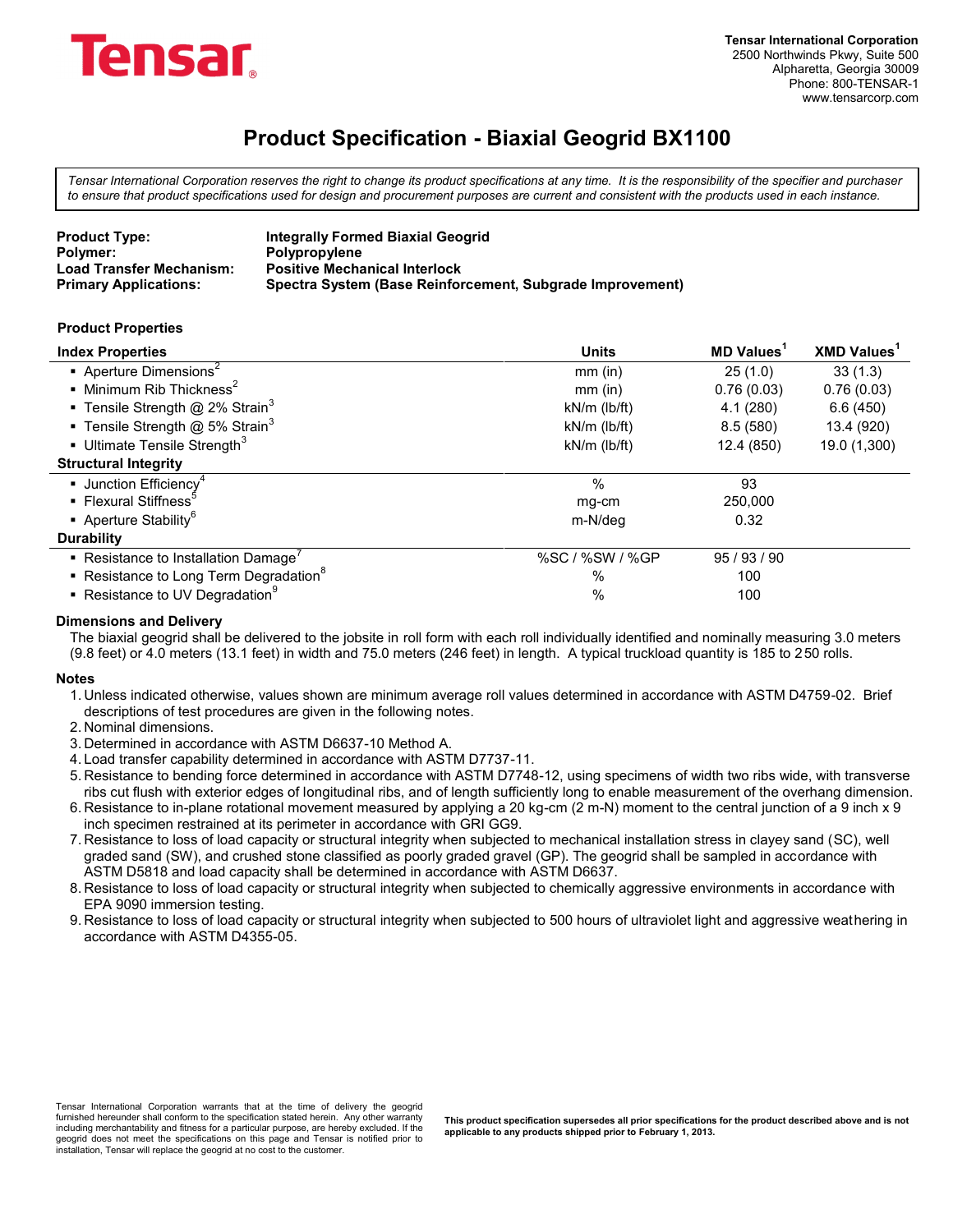**Tensar**

**Tensar International Corporation**
2500 Northwinds Pkwy, Suite 500
Alpharetta, Georgia 30009
Phone: 800-TENSAR-1
www.tensarcorp.com

# Product Specification - Biaxial Geogrid BX1100

*Tensar International Corporation reserves the right to change its product specifications at any time. It is the responsibility of the specifier and purchaser to ensure that product specifications used for design and procurement purposes are current and consistent with the products used in each instance.*

| | |
|---|---|
| **Product Type:** | **Integrally Formed Biaxial Geogrid** |
| **Polymer:** | **Polypropylene** |
| **Load Transfer Mechanism:** | **Positive Mechanical Interlock** |
| **Primary Applications:** | **Spectra System (Base Reinforcement, Subgrade Improvement)** |

**Product Properties**

| **Index Properties** | **Units** | **MD Values**[1] | **XMD Values**[1] |
|---|---|---|---|
| ▪ Aperture Dimensions[2] | mm (in) | 25 (1.0) | 33 (1.3) |
| ▪ Minimum Rib Thickness[2] | mm (in) | 0.76 (0.03) | 0.76 (0.03) |
| ▪ Tensile Strength @ 2% Strain[3] | kN/m (lb/ft) | 4.1 (280) | 6.6 (450) |
| ▪ Tensile Strength @ 5% Strain[3] | kN/m (lb/ft) | 8.5 (580) | 13.4 (920) |
| ▪ Ultimate Tensile Strength[3] | kN/m (lb/ft) | 12.4 (850) | 19.0 (1,300) |
| **Structural Integrity** | | | |
| ▪ Junction Efficiency[4] | % | 93 | |
| ▪ Flexural Stiffness[5] | mg-cm | 250,000 | |
| ▪ Aperture Stability[6] | m-N/deg | 0.32 | |
| **Durability** | | | |
| ▪ Resistance to Installation Damage[7] | %SC / %SW / %GP | 95 / 93 / 90 | |
| ▪ Resistance to Long Term Degradation[8] | % | 100 | |
| ▪ Resistance to UV Degradation[9] | % | 100 | |

**Dimensions and Delivery**

The biaxial geogrid shall be delivered to the jobsite in roll form with each roll individually identified and nominally measuring 3.0 meters (9.8 feet) or 4.0 meters (13.1 feet) in width and 75.0 meters (246 feet) in length. A typical truckload quantity is 185 to 250 rolls.

**Notes**

1. Unless indicated otherwise, values shown are minimum average roll values determined in accordance with ASTM D4759-02. Brief descriptions of test procedures are given in the following notes.
2. Nominal dimensions.
3. Determined in accordance with ASTM D6637-10 Method A.
4. Load transfer capability determined in accordance with ASTM D7737-11.
5. Resistance to bending force determined in accordance with ASTM D7748-12, using specimens of width two ribs wide, with transverse ribs cut flush with exterior edges of longitudinal ribs, and of length sufficiently long to enable measurement of the overhang dimension.
6. Resistance to in-plane rotational movement measured by applying a 20 kg-cm (2 m-N) moment to the central junction of a 9 inch x 9 inch specimen restrained at its perimeter in accordance with GRI GG9.
7. Resistance to loss of load capacity or structural integrity when subjected to mechanical installation stress in clayey sand (SC), well graded sand (SW), and crushed stone classified as poorly graded gravel (GP). The geogrid shall be sampled in accordance with ASTM D5818 and load capacity shall be determined in accordance with ASTM D6637.
8. Resistance to loss of load capacity or structural integrity when subjected to chemically aggressive environments in accordance with EPA 9090 immersion testing.
9. Resistance to loss of load capacity or structural integrity when subjected to 500 hours of ultraviolet light and aggressive weathering in accordance with ASTM D4355-05.

Tensar International Corporation warrants that at the time of delivery the geogrid furnished hereunder shall conform to the specification stated herein. Any other warranty including merchantability and fitness for a particular purpose, are hereby excluded. If the geogrid does not meet the specifications on this page and Tensar is notified prior to installation, Tensar will replace the geogrid at no cost to the customer.

**This product specification supersedes all prior specifications for the product described above and is not applicable to any products shipped prior to February 1, 2013.**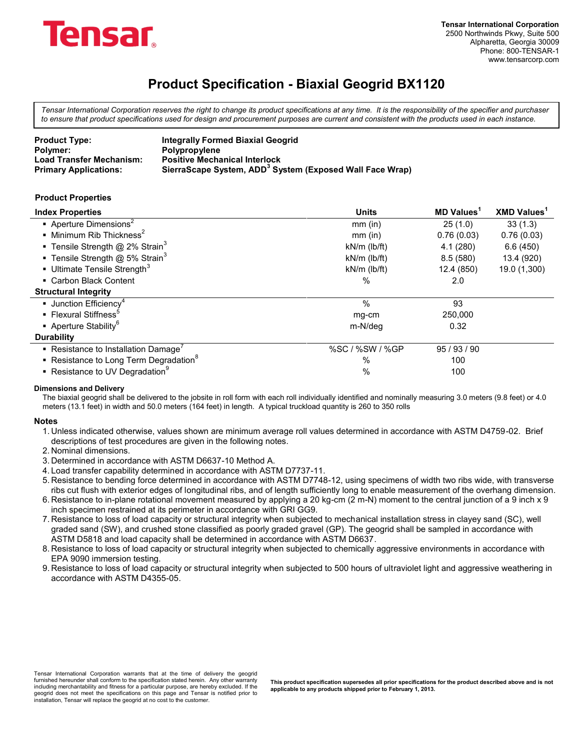# Tensar®

**Tensar International Corporation**
2500 Northwinds Pkwy, Suite 500
Alpharetta, Georgia 30009
Phone: 800-TENSAR-1
www.tensarcorp.com

## Product Specification - Biaxial Geogrid BX1120

*Tensar International Corporation reserves the right to change its product specifications at any time. It is the responsibility of the specifier and purchaser to ensure that product specifications used for design and procurement purposes are current and consistent with the products used in each instance.*

| | |
|---|---|
| **Product Type:** | **Integrally Formed Biaxial Geogrid** |
| **Polymer:** | **Polypropylene** |
| **Load Transfer Mechanism:** | **Positive Mechanical Interlock** |
| **Primary Applications:** | **SierraScape System, ADD[3] System (Exposed Wall Face Wrap)** |

### Product Properties

| **Index Properties** | **Units** | **MD Values[1]** | **XMD Values[1]** |
|---|---|---|---|
| ▪ Aperture Dimensions[2] | mm (in) | 25 (1.0) | 33 (1.3) |
| ▪ Minimum Rib Thickness[2] | mm (in) | 0.76 (0.03) | 0.76 (0.03) |
| ▪ Tensile Strength @ 2% Strain[3] | kN/m (lb/ft) | 4.1 (280) | 6.6 (450) |
| ▪ Tensile Strength @ 5% Strain[3] | kN/m (lb/ft) | 8.5 (580) | 13.4 (920) |
| ▪ Ultimate Tensile Strength[3] | kN/m (lb/ft) | 12.4 (850) | 19.0 (1,300) |
| ▪ Carbon Black Content | % | 2.0 | |
| **Structural Integrity** | | | |
| ▪ Junction Efficiency[4] | % | 93 | |
| ▪ Flexural Stiffness[5] | mg-cm | 250,000 | |
| ▪ Aperture Stability[6] | m-N/deg | 0.32 | |
| **Durability** | | | |
| ▪ Resistance to Installation Damage[7] | %SC / %SW / %GP | 95 / 93 / 90 | |
| ▪ Resistance to Long Term Degradation[8] | % | 100 | |
| ▪ Resistance to UV Degradation[9] | % | 100 | |

#### Dimensions and Delivery

The biaxial geogrid shall be delivered to the jobsite in roll form with each roll individually identified and nominally measuring 3.0 meters (9.8 feet) or 4.0 meters (13.1 feet) in width and 50.0 meters (164 feet) in length. A typical truckload quantity is 260 to 350 rolls

#### Notes

1. Unless indicated otherwise, values shown are minimum average roll values determined in accordance with ASTM D4759-02. Brief descriptions of test procedures are given in the following notes.
2. Nominal dimensions.
3. Determined in accordance with ASTM D6637-10 Method A.
4. Load transfer capability determined in accordance with ASTM D7737-11.
5. Resistance to bending force determined in accordance with ASTM D7748-12, using specimens of width two ribs wide, with transverse ribs cut flush with exterior edges of longitudinal ribs, and of length sufficiently long to enable measurement of the overhang dimension.
6. Resistance to in-plane rotational movement measured by applying a 20 kg-cm (2 m-N) moment to the central junction of a 9 inch x 9 inch specimen restrained at its perimeter in accordance with GRI GG9.
7. Resistance to loss of load capacity or structural integrity when subjected to mechanical installation stress in clayey sand (SC), well graded sand (SW), and crushed stone classified as poorly graded gravel (GP). The geogrid shall be sampled in accordance with ASTM D5818 and load capacity shall be determined in accordance with ASTM D6637.
8. Resistance to loss of load capacity or structural integrity when subjected to chemically aggressive environments in accordance with EPA 9090 immersion testing.
9. Resistance to loss of load capacity or structural integrity when subjected to 500 hours of ultraviolet light and aggressive weathering in accordance with ASTM D4355-05.

Tensar International Corporation warrants that at the time of delivery the geogrid furnished hereunder shall conform to the specification stated herein. Any other warranty including merchantability and fitness for a particular purpose, are hereby excluded. If the geogrid does not meet the specifications on this page and Tensar is notified prior to installation, Tensar will replace the geogrid at no cost to the customer.

**This product specification supersedes all prior specifications for the product described above and is not applicable to any products shipped prior to February 1, 2013.**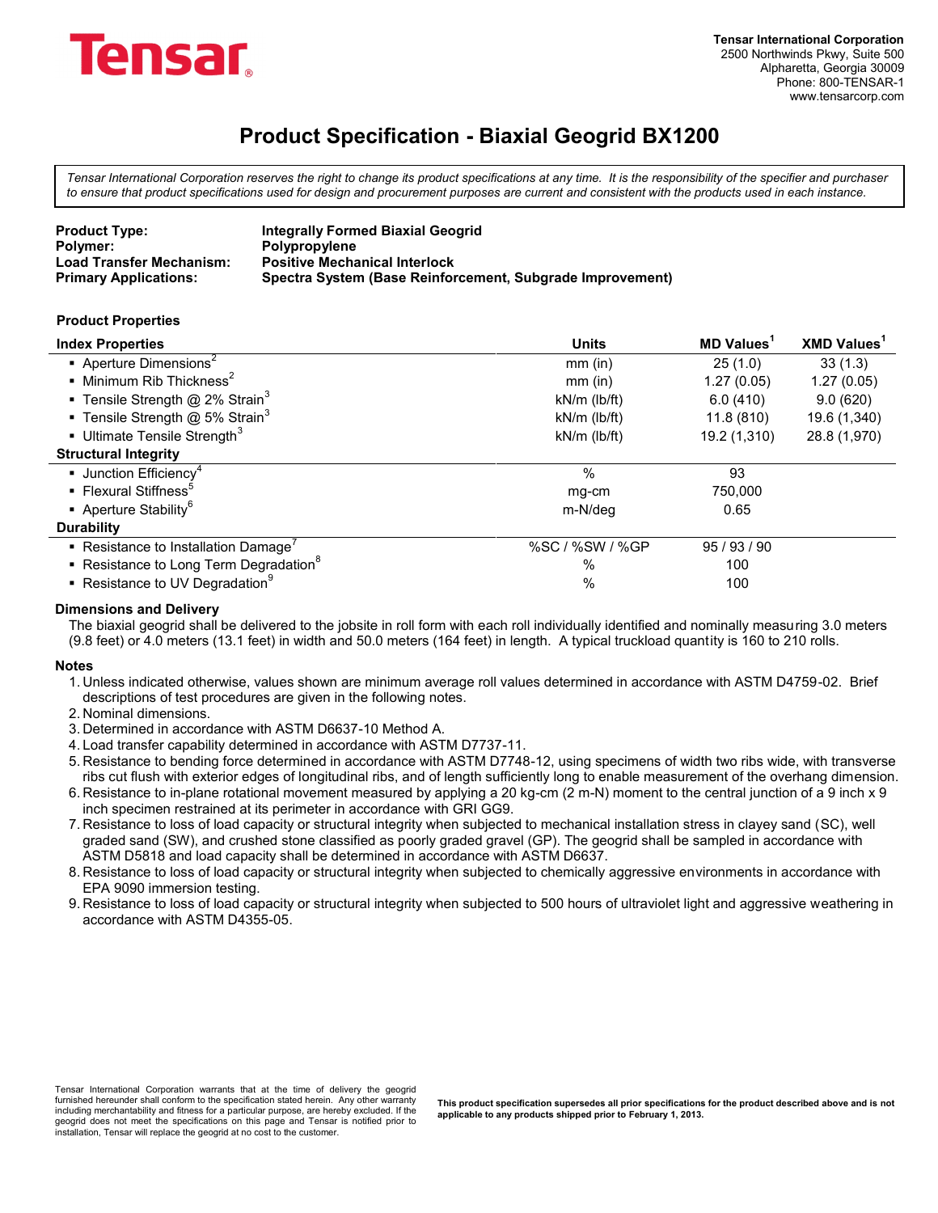Tensar

**Tensar International Corporation**
2500 Northwinds Pkwy, Suite 500
Alpharetta, Georgia 30009
Phone: 800-TENSAR-1
www.tensarcorp.com

# Product Specification - Biaxial Geogrid BX1200

*Tensar International Corporation reserves the right to change its product specifications at any time. It is the responsibility of the specifier and purchaser to ensure that product specifications used for design and procurement purposes are current and consistent with the products used in each instance.*

| | |
|---|---|
| **Product Type:** | **Integrally Formed Biaxial Geogrid** |
| **Polymer:** | **Polypropylene** |
| **Load Transfer Mechanism:** | **Positive Mechanical Interlock** |
| **Primary Applications:** | **Spectra System (Base Reinforcement, Subgrade Improvement)** |

**Product Properties**

| **Index Properties** | **Units** | **MD Values**[1] | **XMD Values**[1] |
|---|---|---|---|
| ▪ Aperture Dimensions[2] | mm (in) | 25 (1.0) | 33 (1.3) |
| ▪ Minimum Rib Thickness[2] | mm (in) | 1.27 (0.05) | 1.27 (0.05) |
| ▪ Tensile Strength @ 2% Strain[3] | kN/m (lb/ft) | 6.0 (410) | 9.0 (620) |
| ▪ Tensile Strength @ 5% Strain[3] | kN/m (lb/ft) | 11.8 (810) | 19.6 (1,340) |
| ▪ Ultimate Tensile Strength[3] | kN/m (lb/ft) | 19.2 (1,310) | 28.8 (1,970) |
| **Structural Integrity** | | | |
| ▪ Junction Efficiency[4] | % | 93 | |
| ▪ Flexural Stiffness[5] | mg-cm | 750,000 | |
| ▪ Aperture Stability[6] | m-N/deg | 0.65 | |
| **Durability** | | | |
| ▪ Resistance to Installation Damage[7] | %SC / %SW / %GP | 95 / 93 / 90 | |
| ▪ Resistance to Long Term Degradation[8] | % | 100 | |
| ▪ Resistance to UV Degradation[9] | % | 100 | |

**Dimensions and Delivery**

The biaxial geogrid shall be delivered to the jobsite in roll form with each roll individually identified and nominally measuring 3.0 meters (9.8 feet) or 4.0 meters (13.1 feet) in width and 50.0 meters (164 feet) in length. A typical truckload quantity is 160 to 210 rolls.

**Notes**

1. Unless indicated otherwise, values shown are minimum average roll values determined in accordance with ASTM D4759-02. Brief descriptions of test procedures are given in the following notes.
2. Nominal dimensions.
3. Determined in accordance with ASTM D6637-10 Method A.
4. Load transfer capability determined in accordance with ASTM D7737-11.
5. Resistance to bending force determined in accordance with ASTM D7748-12, using specimens of width two ribs wide, with transverse ribs cut flush with exterior edges of longitudinal ribs, and of length sufficiently long to enable measurement of the overhang dimension.
6. Resistance to in-plane rotational movement measured by applying a 20 kg-cm (2 m-N) moment to the central junction of a 9 inch x 9 inch specimen restrained at its perimeter in accordance with GRI GG9.
7. Resistance to loss of load capacity or structural integrity when subjected to mechanical installation stress in clayey sand (SC), well graded sand (SW), and crushed stone classified as poorly graded gravel (GP). The geogrid shall be sampled in accordance with ASTM D5818 and load capacity shall be determined in accordance with ASTM D6637.
8. Resistance to loss of load capacity or structural integrity when subjected to chemically aggressive environments in accordance with EPA 9090 immersion testing.
9. Resistance to loss of load capacity or structural integrity when subjected to 500 hours of ultraviolet light and aggressive weathering in accordance with ASTM D4355-05.

Tensar International Corporation warrants that at the time of delivery the geogrid furnished hereunder shall conform to the specification stated herein. Any other warranty including merchantability and fitness for a particular purpose, are hereby excluded. If the geogrid does not meet the specifications on this page and Tensar is notified prior to installation, Tensar will replace the geogrid at no cost to the customer.

**This product specification supersedes all prior specifications for the product described above and is not applicable to any products shipped prior to February 1, 2013.**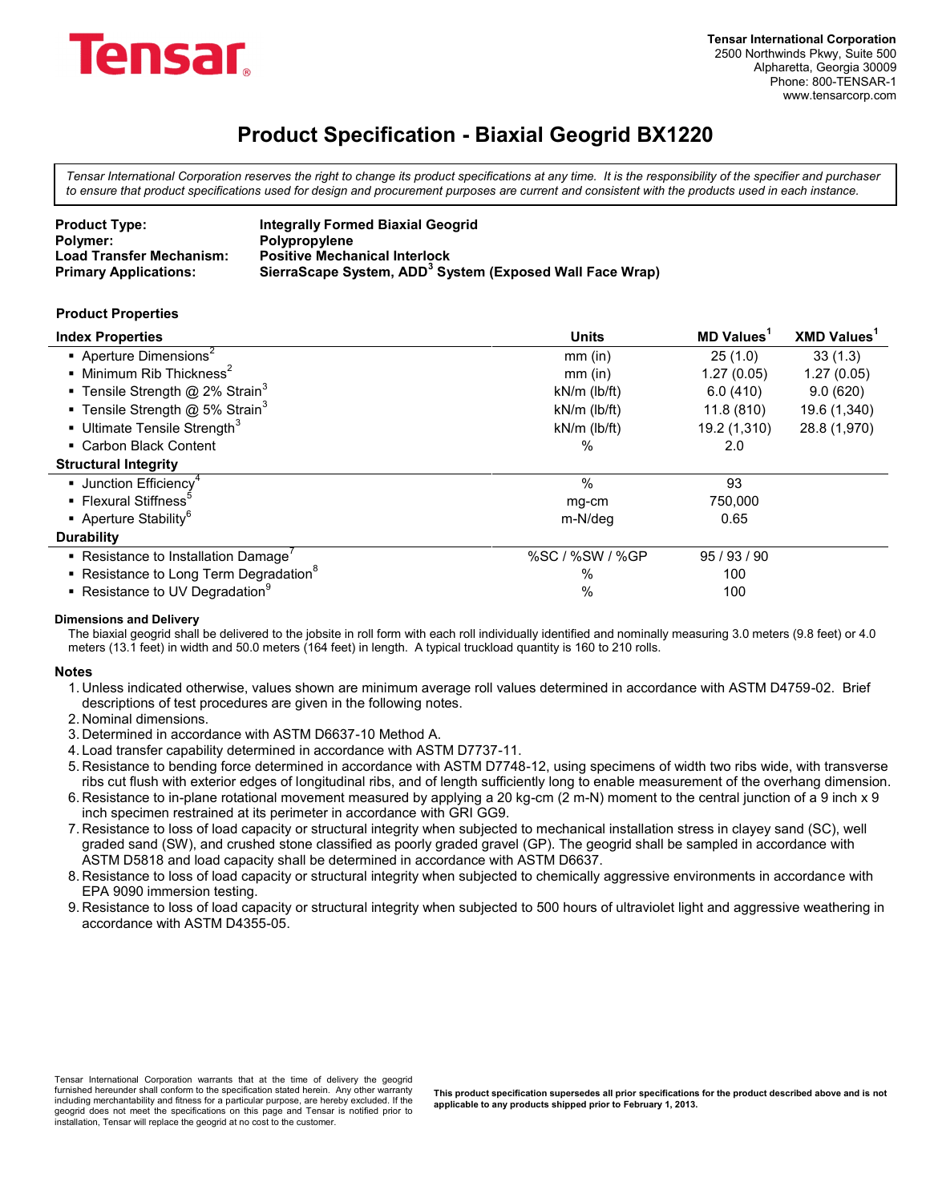Tensar

**Tensar International Corporation**
2500 Northwinds Pkwy, Suite 500
Alpharetta, Georgia 30009
Phone: 800-TENSAR-1
www.tensarcorp.com

# Product Specification - Biaxial Geogrid BX1220

*Tensar International Corporation reserves the right to change its product specifications at any time. It is the responsibility of the specifier and purchaser to ensure that product specifications used for design and procurement purposes are current and consistent with the products used in each instance.*

| | |
|---|---|
| **Product Type:** | **Integrally Formed Biaxial Geogrid** |
| **Polymer:** | **Polypropylene** |
| **Load Transfer Mechanism:** | **Positive Mechanical Interlock** |
| **Primary Applications:** | **SierraScape System, ADD[3] System (Exposed Wall Face Wrap)** |

**Product Properties**

| **Index Properties** | **Units** | **MD Values[1]** | **XMD Values[1]** |
|---|---|---|---|
| ▪ Aperture Dimensions[2] | mm (in) | 25 (1.0) | 33 (1.3) |
| ▪ Minimum Rib Thickness[2] | mm (in) | 1.27 (0.05) | 1.27 (0.05) |
| ▪ Tensile Strength @ 2% Strain[3] | kN/m (lb/ft) | 6.0 (410) | 9.0 (620) |
| ▪ Tensile Strength @ 5% Strain[3] | kN/m (lb/ft) | 11.8 (810) | 19.6 (1,340) |
| ▪ Ultimate Tensile Strength[3] | kN/m (lb/ft) | 19.2 (1,310) | 28.8 (1,970) |
| ▪ Carbon Black Content | % | 2.0 | |
| **Structural Integrity** | | | |
| ▪ Junction Efficiency[4] | % | 93 | |
| ▪ Flexural Stiffness[5] | mg-cm | 750,000 | |
| ▪ Aperture Stability[6] | m-N/deg | 0.65 | |
| **Durability** | | | |
| ▪ Resistance to Installation Damage[7] | %SC / %SW / %GP | 95 / 93 / 90 | |
| ▪ Resistance to Long Term Degradation[8] | % | 100 | |
| ▪ Resistance to UV Degradation[9] | % | 100 | |

**Dimensions and Delivery**

The biaxial geogrid shall be delivered to the jobsite in roll form with each roll individually identified and nominally measuring 3.0 meters (9.8 feet) or 4.0 meters (13.1 feet) in width and 50.0 meters (164 feet) in length. A typical truckload quantity is 160 to 210 rolls.

**Notes**

1. Unless indicated otherwise, values shown are minimum average roll values determined in accordance with ASTM D4759-02. Brief descriptions of test procedures are given in the following notes.
2. Nominal dimensions.
3. Determined in accordance with ASTM D6637-10 Method A.
4. Load transfer capability determined in accordance with ASTM D7737-11.
5. Resistance to bending force determined in accordance with ASTM D7748-12, using specimens of width two ribs wide, with transverse ribs cut flush with exterior edges of longitudinal ribs, and of length sufficiently long to enable measurement of the overhang dimension.
6. Resistance to in-plane rotational movement measured by applying a 20 kg-cm (2 m-N) moment to the central junction of a 9 inch x 9 inch specimen restrained at its perimeter in accordance with GRI GG9.
7. Resistance to loss of load capacity or structural integrity when subjected to mechanical installation stress in clayey sand (SC), well graded sand (SW), and crushed stone classified as poorly graded gravel (GP). The geogrid shall be sampled in accordance with ASTM D5818 and load capacity shall be determined in accordance with ASTM D6637.
8. Resistance to loss of load capacity or structural integrity when subjected to chemically aggressive environments in accordance with EPA 9090 immersion testing.
9. Resistance to loss of load capacity or structural integrity when subjected to 500 hours of ultraviolet light and aggressive weathering in accordance with ASTM D4355-05.

Tensar International Corporation warrants that at the time of delivery the geogrid furnished hereunder shall conform to the specification stated herein. Any other warranty including merchantability and fitness for a particular purpose, are hereby excluded. If the geogrid does not meet the specifications on this page and Tensar is notified prior to installation, Tensar will replace the geogrid at no cost to the customer.

**This product specification supersedes all prior specifications for the product described above and is not applicable to any products shipped prior to February 1, 2013.**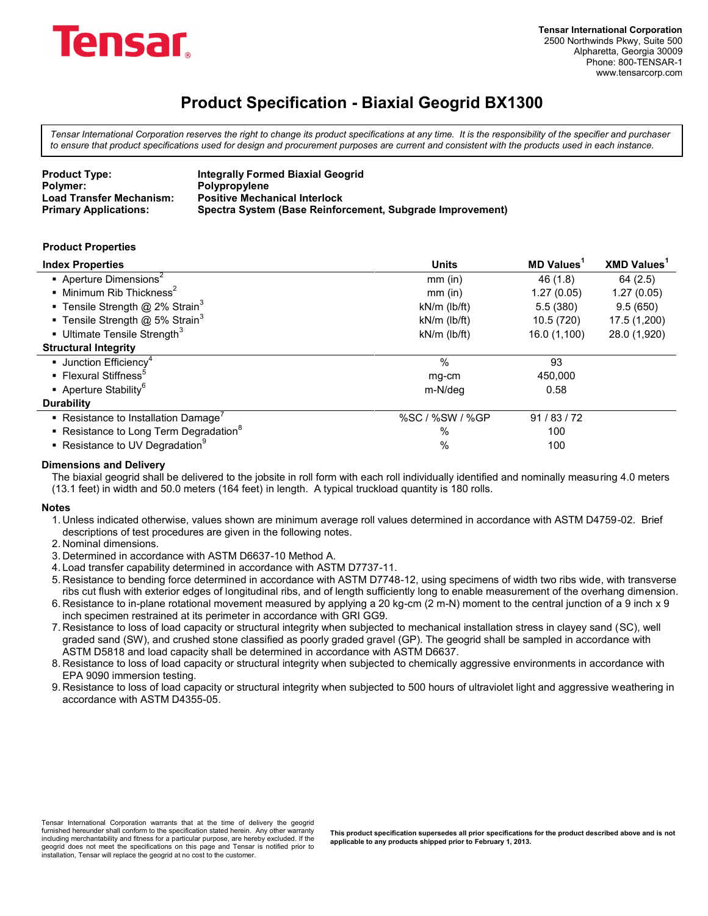Tensar

**Tensar International Corporation**
2500 Northwinds Pkwy, Suite 500
Alpharetta, Georgia 30009
Phone: 800-TENSAR-1
www.tensarcorp.com

# Product Specification - Biaxial Geogrid BX1300

*Tensar International Corporation reserves the right to change its product specifications at any time. It is the responsibility of the specifier and purchaser to ensure that product specifications used for design and procurement purposes are current and consistent with the products used in each instance.*

| | |
|---|---|
| **Product Type:** | **Integrally Formed Biaxial Geogrid** |
| **Polymer:** | **Polypropylene** |
| **Load Transfer Mechanism:** | **Positive Mechanical Interlock** |
| **Primary Applications:** | **Spectra System (Base Reinforcement, Subgrade Improvement)** |

**Product Properties**

| Index Properties | Units | MD Values[1] | XMD Values[1] |
|---|---|---|---|
| ▪ Aperture Dimensions[2] | mm (in) | 46 (1.8) | 64 (2.5) |
| ▪ Minimum Rib Thickness[2] | mm (in) | 1.27 (0.05) | 1.27 (0.05) |
| ▪ Tensile Strength @ 2% Strain[3] | kN/m (lb/ft) | 5.5 (380) | 9.5 (650) |
| ▪ Tensile Strength @ 5% Strain[3] | kN/m (lb/ft) | 10.5 (720) | 17.5 (1,200) |
| ▪ Ultimate Tensile Strength[3] | kN/m (lb/ft) | 16.0 (1,100) | 28.0 (1,920) |
| **Structural Integrity** | | | |
| ▪ Junction Efficiency[4] | % | 93 | |
| ▪ Flexural Stiffness[5] | mg-cm | 450,000 | |
| ▪ Aperture Stability[6] | m-N/deg | 0.58 | |
| **Durability** | | | |
| ▪ Resistance to Installation Damage[7] | %SC / %SW / %GP | 91 / 83 / 72 | |
| ▪ Resistance to Long Term Degradation[8] | % | 100 | |
| ▪ Resistance to UV Degradation[9] | % | 100 | |

**Dimensions and Delivery**

The biaxial geogrid shall be delivered to the jobsite in roll form with each roll individually identified and nominally measuring 4.0 meters (13.1 feet) in width and 50.0 meters (164 feet) in length. A typical truckload quantity is 180 rolls.

**Notes**

1. Unless indicated otherwise, values shown are minimum average roll values determined in accordance with ASTM D4759-02. Brief descriptions of test procedures are given in the following notes.
2. Nominal dimensions.
3. Determined in accordance with ASTM D6637-10 Method A.
4. Load transfer capability determined in accordance with ASTM D7737-11.
5. Resistance to bending force determined in accordance with ASTM D7748-12, using specimens of width two ribs wide, with transverse ribs cut flush with exterior edges of longitudinal ribs, and of length sufficiently long to enable measurement of the overhang dimension.
6. Resistance to in-plane rotational movement measured by applying a 20 kg-cm (2 m-N) moment to the central junction of a 9 inch x 9 inch specimen restrained at its perimeter in accordance with GRI GG9.
7. Resistance to loss of load capacity or structural integrity when subjected to mechanical installation stress in clayey sand (SC), well graded sand (SW), and crushed stone classified as poorly graded gravel (GP). The geogrid shall be sampled in accordance with ASTM D5818 and load capacity shall be determined in accordance with ASTM D6637.
8. Resistance to loss of load capacity or structural integrity when subjected to chemically aggressive environments in accordance with EPA 9090 immersion testing.
9. Resistance to loss of load capacity or structural integrity when subjected to 500 hours of ultraviolet light and aggressive weathering in accordance with ASTM D4355-05.

Tensar International Corporation warrants that at the time of delivery the geogrid furnished hereunder shall conform to the specification stated herein. Any other warranty including merchantability and fitness for a particular purpose, are hereby excluded. If the geogrid does not meet the specifications on this page and Tensar is notified prior to installation, Tensar will replace the geogrid at no cost to the customer.

**This product specification supersedes all prior specifications for the product described above and is not applicable to any products shipped prior to February 1, 2013.**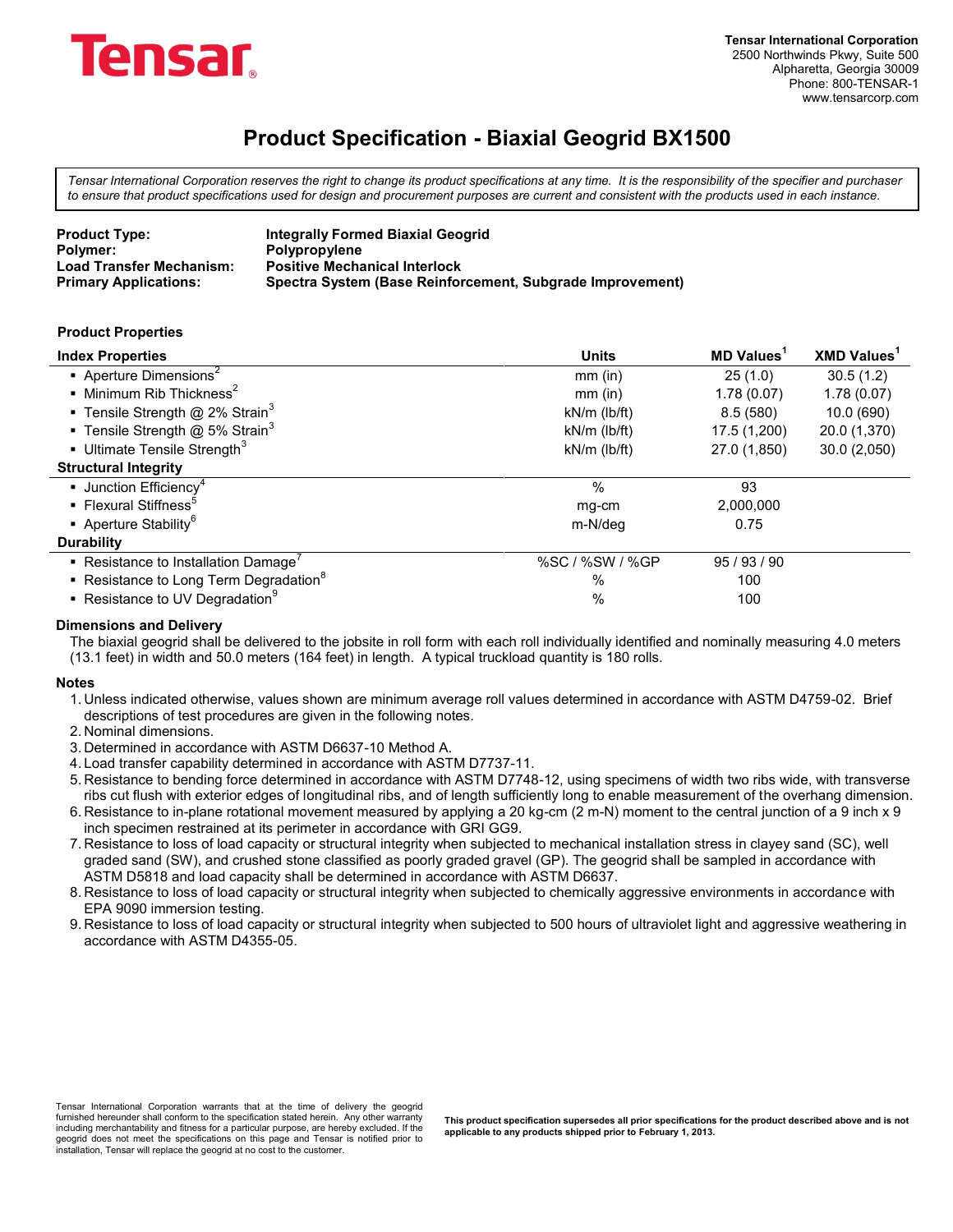Tensar

**Tensar International Corporation**
2500 Northwinds Pkwy, Suite 500
Alpharetta, Georgia 30009
Phone: 800-TENSAR-1
www.tensarcorp.com

# Product Specification - Biaxial Geogrid BX1500

*Tensar International Corporation reserves the right to change its product specifications at any time. It is the responsibility of the specifier and purchaser to ensure that product specifications used for design and procurement purposes are current and consistent with the products used in each instance.*

| | |
|---|---|
| **Product Type:** | **Integrally Formed Biaxial Geogrid** |
| **Polymer:** | **Polypropylene** |
| **Load Transfer Mechanism:** | **Positive Mechanical Interlock** |
| **Primary Applications:** | **Spectra System (Base Reinforcement, Subgrade Improvement)** |

**Product Properties**

| Index Properties | Units | MD Values[1] | XMD Values[1] |
|---|---|---|---|
| ▪ Aperture Dimensions[2] | mm (in) | 25 (1.0) | 30.5 (1.2) |
| ▪ Minimum Rib Thickness[2] | mm (in) | 1.78 (0.07) | 1.78 (0.07) |
| ▪ Tensile Strength @ 2% Strain[3] | kN/m (lb/ft) | 8.5 (580) | 10.0 (690) |
| ▪ Tensile Strength @ 5% Strain[3] | kN/m (lb/ft) | 17.5 (1,200) | 20.0 (1,370) |
| ▪ Ultimate Tensile Strength[3] | kN/m (lb/ft) | 27.0 (1,850) | 30.0 (2,050) |
| **Structural Integrity** | | | |
| ▪ Junction Efficiency[4] | % | 93 | |
| ▪ Flexural Stiffness[5] | mg-cm | 2,000,000 | |
| ▪ Aperture Stability[6] | m-N/deg | 0.75 | |
| **Durability** | | | |
| ▪ Resistance to Installation Damage[7] | %SC / %SW / %GP | 95 / 93 / 90 | |
| ▪ Resistance to Long Term Degradation[8] | % | 100 | |
| ▪ Resistance to UV Degradation[9] | % | 100 | |

**Dimensions and Delivery**

The biaxial geogrid shall be delivered to the jobsite in roll form with each roll individually identified and nominally measuring 4.0 meters (13.1 feet) in width and 50.0 meters (164 feet) in length. A typical truckload quantity is 180 rolls.

**Notes**

1. Unless indicated otherwise, values shown are minimum average roll values determined in accordance with ASTM D4759-02. Brief descriptions of test procedures are given in the following notes.
2. Nominal dimensions.
3. Determined in accordance with ASTM D6637-10 Method A.
4. Load transfer capability determined in accordance with ASTM D7737-11.
5. Resistance to bending force determined in accordance with ASTM D7748-12, using specimens of width two ribs wide, with transverse ribs cut flush with exterior edges of longitudinal ribs, and of length sufficiently long to enable measurement of the overhang dimension.
6. Resistance to in-plane rotational movement measured by applying a 20 kg-cm (2 m-N) moment to the central junction of a 9 inch x 9 inch specimen restrained at its perimeter in accordance with GRI GG9.
7. Resistance to loss of load capacity or structural integrity when subjected to mechanical installation stress in clayey sand (SC), well graded sand (SW), and crushed stone classified as poorly graded gravel (GP). The geogrid shall be sampled in accordance with ASTM D5818 and load capacity shall be determined in accordance with ASTM D6637.
8. Resistance to loss of load capacity or structural integrity when subjected to chemically aggressive environments in accordance with EPA 9090 immersion testing.
9. Resistance to loss of load capacity or structural integrity when subjected to 500 hours of ultraviolet light and aggressive weathering in accordance with ASTM D4355-05.

Tensar International Corporation warrants that at the time of delivery the geogrid furnished hereunder shall conform to the specification stated herein. Any other warranty including merchantability and fitness for a particular purpose, are hereby excluded. If the geogrid does not meet the specifications on this page and Tensar is notified prior to installation, Tensar will replace the geogrid at no cost to the customer.

**This product specification supersedes all prior specifications for the product described above and is not applicable to any products shipped prior to February 1, 2013.**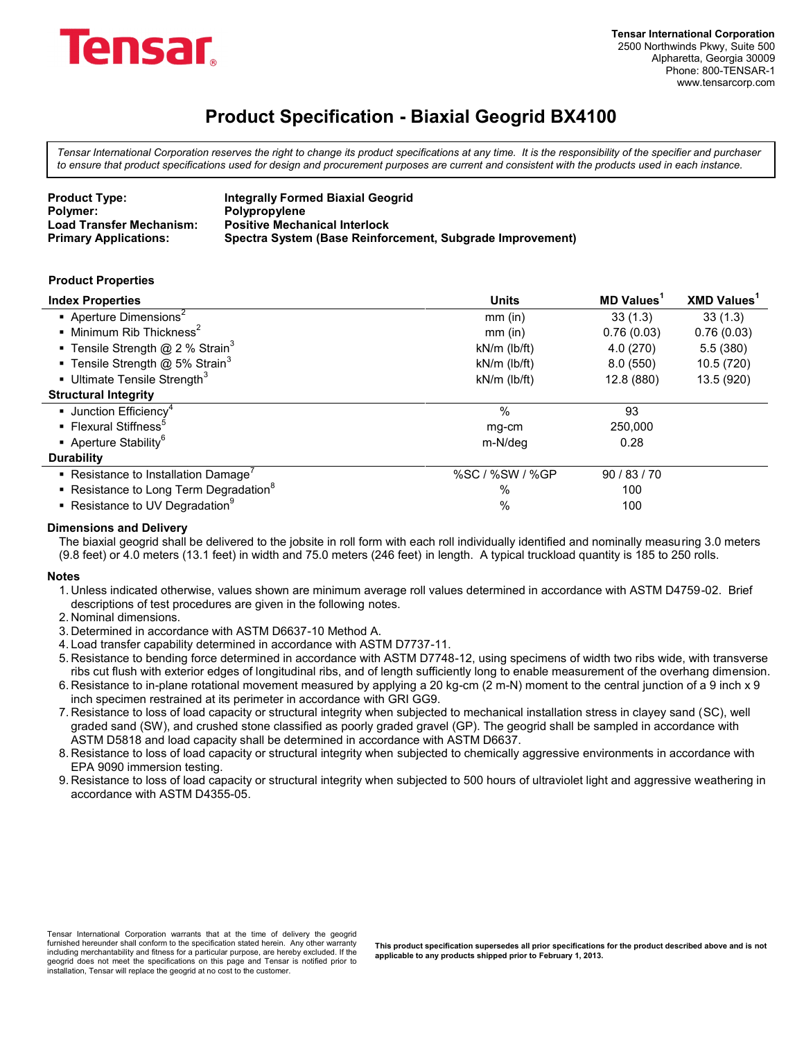**Tensar**

Tensar International Corporation
2500 Northwinds Pkwy, Suite 500
Alpharetta, Georgia 30009
Phone: 800-TENSAR-1
www.tensarcorp.com

# Product Specification - Biaxial Geogrid BX4100

*Tensar International Corporation reserves the right to change its product specifications at any time. It is the responsibility of the specifier and purchaser to ensure that product specifications used for design and procurement purposes are current and consistent with the products used in each instance.*

| | |
|---|---|
| **Product Type:** | **Integrally Formed Biaxial Geogrid** |
| **Polymer:** | **Polypropylene** |
| **Load Transfer Mechanism:** | **Positive Mechanical Interlock** |
| **Primary Applications:** | **Spectra System (Base Reinforcement, Subgrade Improvement)** |

**Product Properties**

| **Index Properties** | **Units** | **MD Values**[1] | **XMD Values**[1] |
|---|---|---|---|
| ▪ Aperture Dimensions[2] | mm (in) | 33 (1.3) | 33 (1.3) |
| ▪ Minimum Rib Thickness[2] | mm (in) | 0.76 (0.03) | 0.76 (0.03) |
| ▪ Tensile Strength @ 2 % Strain[3] | kN/m (lb/ft) | 4.0 (270) | 5.5 (380) |
| ▪ Tensile Strength @ 5% Strain[3] | kN/m (lb/ft) | 8.0 (550) | 10.5 (720) |
| ▪ Ultimate Tensile Strength[3] | kN/m (lb/ft) | 12.8 (880) | 13.5 (920) |
| **Structural Integrity** | | | |
| ▪ Junction Efficiency[4] | % | 93 | |
| ▪ Flexural Stiffness[5] | mg-cm | 250,000 | |
| ▪ Aperture Stability[6] | m-N/deg | 0.28 | |
| **Durability** | | | |
| ▪ Resistance to Installation Damage[7] | %SC / %SW / %GP | 90 / 83 / 70 | |
| ▪ Resistance to Long Term Degradation[8] | % | 100 | |
| ▪ Resistance to UV Degradation[9] | % | 100 | |

**Dimensions and Delivery**

The biaxial geogrid shall be delivered to the jobsite in roll form with each roll individually identified and nominally measuring 3.0 meters (9.8 feet) or 4.0 meters (13.1 feet) in width and 75.0 meters (246 feet) in length. A typical truckload quantity is 185 to 250 rolls.

**Notes**

1. Unless indicated otherwise, values shown are minimum average roll values determined in accordance with ASTM D4759-02. Brief descriptions of test procedures are given in the following notes.
2. Nominal dimensions.
3. Determined in accordance with ASTM D6637-10 Method A.
4. Load transfer capability determined in accordance with ASTM D7737-11.
5. Resistance to bending force determined in accordance with ASTM D7748-12, using specimens of width two ribs wide, with transverse ribs cut flush with exterior edges of longitudinal ribs, and of length sufficiently long to enable measurement of the overhang dimension.
6. Resistance to in-plane rotational movement measured by applying a 20 kg-cm (2 m-N) moment to the central junction of a 9 inch x 9 inch specimen restrained at its perimeter in accordance with GRI GG9.
7. Resistance to loss of load capacity or structural integrity when subjected to mechanical installation stress in clayey sand (SC), well graded sand (SW), and crushed stone classified as poorly graded gravel (GP). The geogrid shall be sampled in accordance with ASTM D5818 and load capacity shall be determined in accordance with ASTM D6637.
8. Resistance to loss of load capacity or structural integrity when subjected to chemically aggressive environments in accordance with EPA 9090 immersion testing.
9. Resistance to loss of load capacity or structural integrity when subjected to 500 hours of ultraviolet light and aggressive weathering in accordance with ASTM D4355-05.

Tensar International Corporation warrants that at the time of delivery the geogrid furnished hereunder shall conform to the specification stated herein. Any other warranty including merchantability and fitness for a particular purpose, are hereby excluded. If the geogrid does not meet the specifications on this page and Tensar is notified prior to installation, Tensar will replace the geogrid at no cost to the customer.

**This product specification supersedes all prior specifications for the product described above and is not applicable to any products shipped prior to February 1, 2013.**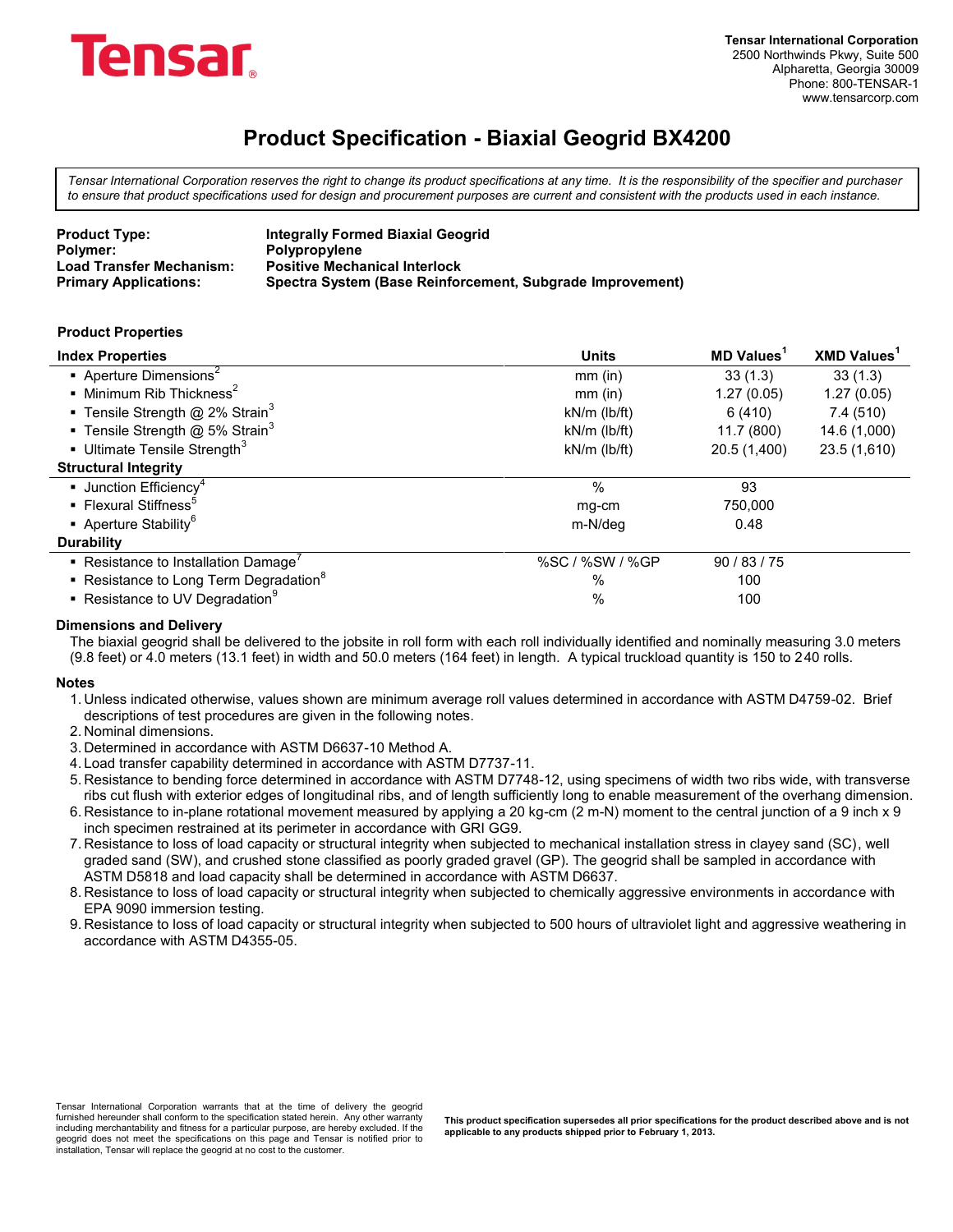Tensar

**Tensar International Corporation**
2500 Northwinds Pkwy, Suite 500
Alpharetta, Georgia 30009
Phone: 800-TENSAR-1
www.tensarcorp.com

# Product Specification - Biaxial Geogrid BX4200

*Tensar International Corporation reserves the right to change its product specifications at any time. It is the responsibility of the specifier and purchaser to ensure that product specifications used for design and procurement purposes are current and consistent with the products used in each instance.*

| | |
|---|---|
| **Product Type:** | **Integrally Formed Biaxial Geogrid** |
| **Polymer:** | **Polypropylene** |
| **Load Transfer Mechanism:** | **Positive Mechanical Interlock** |
| **Primary Applications:** | **Spectra System (Base Reinforcement, Subgrade Improvement)** |

**Product Properties**

| Index Properties | Units | MD Values[1] | XMD Values[1] |
|---|---|---|---|
| ▪ Aperture Dimensions[2] | mm (in) | 33 (1.3) | 33 (1.3) |
| ▪ Minimum Rib Thickness[2] | mm (in) | 1.27 (0.05) | 1.27 (0.05) |
| ▪ Tensile Strength @ 2% Strain[3] | kN/m (lb/ft) | 6 (410) | 7.4 (510) |
| ▪ Tensile Strength @ 5% Strain[3] | kN/m (lb/ft) | 11.7 (800) | 14.6 (1,000) |
| ▪ Ultimate Tensile Strength[3] | kN/m (lb/ft) | 20.5 (1,400) | 23.5 (1,610) |
| **Structural Integrity** | | | |
| ▪ Junction Efficiency[4] | % | 93 | |
| ▪ Flexural Stiffness[5] | mg-cm | 750,000 | |
| ▪ Aperture Stability[6] | m-N/deg | 0.48 | |
| **Durability** | | | |
| ▪ Resistance to Installation Damage[7] | %SC / %SW / %GP | 90 / 83 / 75 | |
| ▪ Resistance to Long Term Degradation[8] | % | 100 | |
| ▪ Resistance to UV Degradation[9] | % | 100 | |

**Dimensions and Delivery**

The biaxial geogrid shall be delivered to the jobsite in roll form with each roll individually identified and nominally measuring 3.0 meters (9.8 feet) or 4.0 meters (13.1 feet) in width and 50.0 meters (164 feet) in length. A typical truckload quantity is 150 to 240 rolls.

**Notes**

1. Unless indicated otherwise, values shown are minimum average roll values determined in accordance with ASTM D4759-02. Brief descriptions of test procedures are given in the following notes.
2. Nominal dimensions.
3. Determined in accordance with ASTM D6637-10 Method A.
4. Load transfer capability determined in accordance with ASTM D7737-11.
5. Resistance to bending force determined in accordance with ASTM D7748-12, using specimens of width two ribs wide, with transverse ribs cut flush with exterior edges of longitudinal ribs, and of length sufficiently long to enable measurement of the overhang dimension.
6. Resistance to in-plane rotational movement measured by applying a 20 kg-cm (2 m-N) moment to the central junction of a 9 inch x 9 inch specimen restrained at its perimeter in accordance with GRI GG9.
7. Resistance to loss of load capacity or structural integrity when subjected to mechanical installation stress in clayey sand (SC), well graded sand (SW), and crushed stone classified as poorly graded gravel (GP). The geogrid shall be sampled in accordance with ASTM D5818 and load capacity shall be determined in accordance with ASTM D6637.
8. Resistance to loss of load capacity or structural integrity when subjected to chemically aggressive environments in accordance with EPA 9090 immersion testing.
9. Resistance to loss of load capacity or structural integrity when subjected to 500 hours of ultraviolet light and aggressive weathering in accordance with ASTM D4355-05.

Tensar International Corporation warrants that at the time of delivery the geogrid furnished hereunder shall conform to the specification stated herein. Any other warranty including merchantability and fitness for a particular purpose, are hereby excluded. If the geogrid does not meet the specifications on this page and Tensar is notified prior to installation, Tensar will replace the geogrid at no cost to the customer.

**This product specification supersedes all prior specifications for the product described above and is not applicable to any products shipped prior to February 1, 2013.**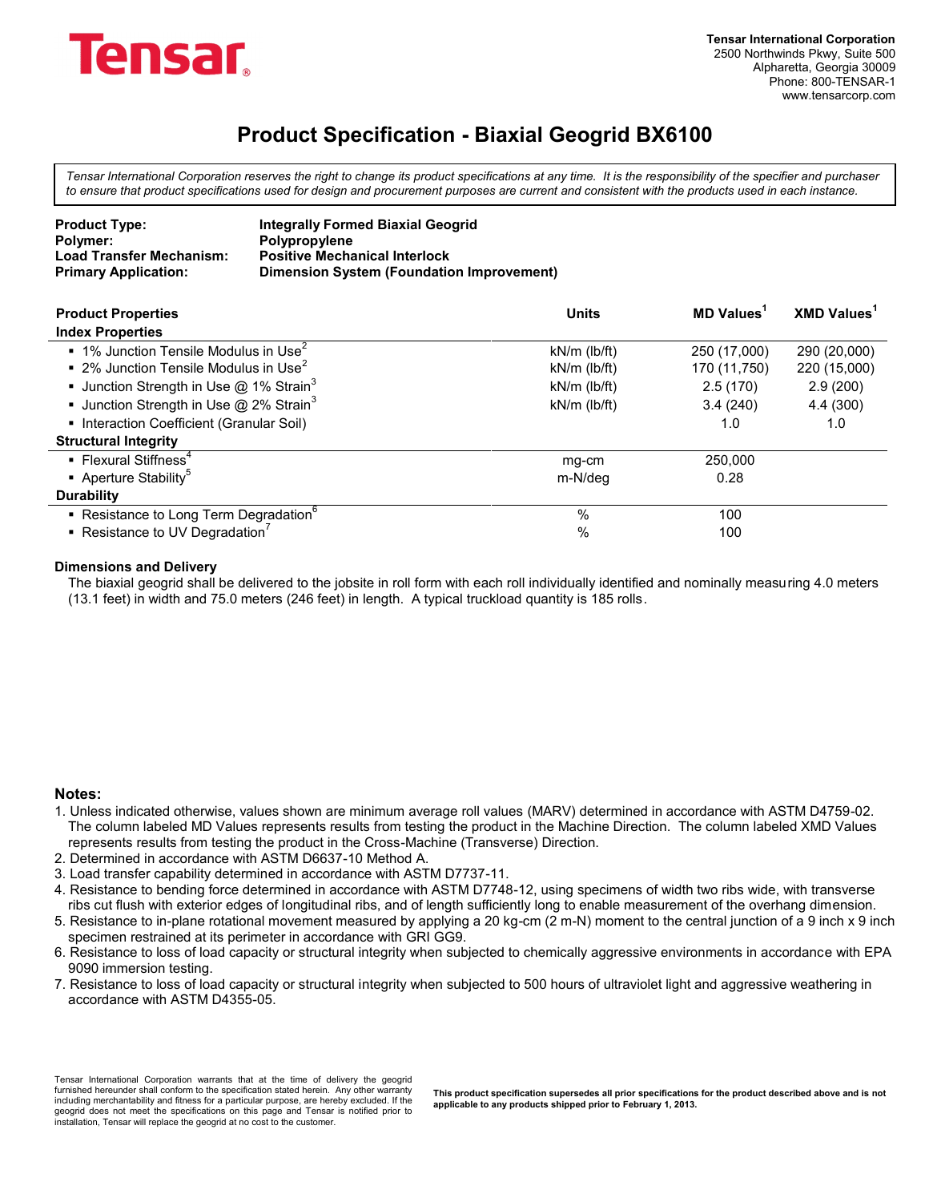Tensar

**Tensar International Corporation**
2500 Northwinds Pkwy, Suite 500
Alpharetta, Georgia 30009
Phone: 800-TENSAR-1
www.tensarcorp.com

# Product Specification - Biaxial Geogrid BX6100

*Tensar International Corporation reserves the right to change its product specifications at any time. It is the responsibility of the specifier and purchaser to ensure that product specifications used for design and procurement purposes are current and consistent with the products used in each instance.*

| | |
|---|---|
| **Product Type:** | **Integrally Formed Biaxial Geogrid** |
| **Polymer:** | **Polypropylene** |
| **Load Transfer Mechanism:** | **Positive Mechanical Interlock** |
| **Primary Application:** | **Dimension System (Foundation Improvement)** |

| **Product Properties** | **Units** | **MD Values**[1] | **XMD Values**[1] |
|---|---|---|---|
| **Index Properties** | | | |
| ▪ 1% Junction Tensile Modulus in Use[2] | kN/m (lb/ft) | 250 (17,000) | 290 (20,000) |
| ▪ 2% Junction Tensile Modulus in Use[2] | kN/m (lb/ft) | 170 (11,750) | 220 (15,000) |
| ▪ Junction Strength in Use @ 1% Strain[3] | kN/m (lb/ft) | 2.5 (170) | 2.9 (200) |
| ▪ Junction Strength in Use @ 2% Strain[3] | kN/m (lb/ft) | 3.4 (240) | 4.4 (300) |
| ▪ Interaction Coefficient (Granular Soil) | | 1.0 | 1.0 |
| **Structural Integrity** | | | |
| ▪ Flexural Stiffness[4] | mg-cm | 250,000 | |
| ▪ Aperture Stability[5] | m-N/deg | 0.28 | |
| **Durability** | | | |
| ▪ Resistance to Long Term Degradation[6] | % | 100 | |
| ▪ Resistance to UV Degradation[7] | % | 100 | |

**Dimensions and Delivery**

The biaxial geogrid shall be delivered to the jobsite in roll form with each roll individually identified and nominally measuring 4.0 meters (13.1 feet) in width and 75.0 meters (246 feet) in length. A typical truckload quantity is 185 rolls.

**Notes:**

1. Unless indicated otherwise, values shown are minimum average roll values (MARV) determined in accordance with ASTM D4759-02. The column labeled MD Values represents results from testing the product in the Machine Direction. The column labeled XMD Values represents results from testing the product in the Cross-Machine (Transverse) Direction.
2. Determined in accordance with ASTM D6637-10 Method A.
3. Load transfer capability determined in accordance with ASTM D7737-11.
4. Resistance to bending force determined in accordance with ASTM D7748-12, using specimens of width two ribs wide, with transverse ribs cut flush with exterior edges of longitudinal ribs, and of length sufficiently long to enable measurement of the overhang dimension.
5. Resistance to in-plane rotational movement measured by applying a 20 kg-cm (2 m-N) moment to the central junction of a 9 inch x 9 inch specimen restrained at its perimeter in accordance with GRI GG9.
6. Resistance to loss of load capacity or structural integrity when subjected to chemically aggressive environments in accordance with EPA 9090 immersion testing.
7. Resistance to loss of load capacity or structural integrity when subjected to 500 hours of ultraviolet light and aggressive weathering in accordance with ASTM D4355-05.

Tensar International Corporation warrants that at the time of delivery the geogrid furnished hereunder shall conform to the specification stated herein. Any other warranty including merchantability and fitness for a particular purpose, are hereby excluded. If the geogrid does not meet the specifications on this page and Tensar is notified prior to installation, Tensar will replace the geogrid at no cost to the customer.

**This product specification supersedes all prior specifications for the product described above and is not applicable to any products shipped prior to February 1, 2013.**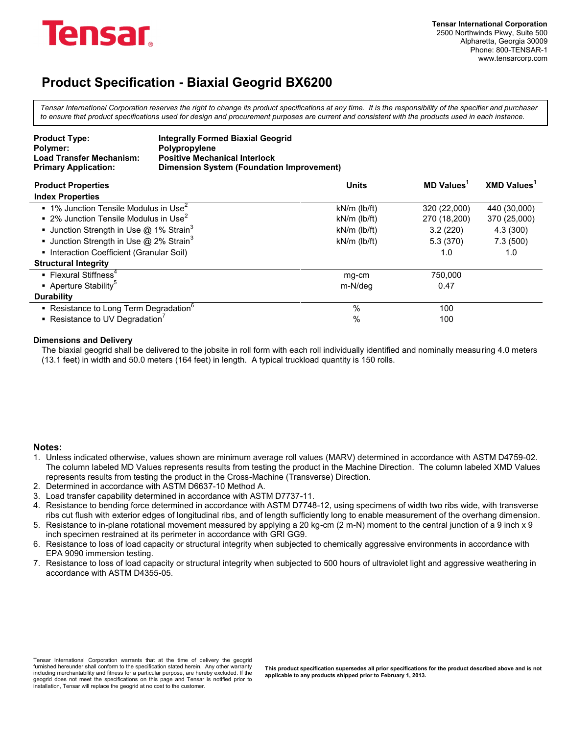# Tensar

**Tensar International Corporation**
2500 Northwinds Pkwy, Suite 500
Alpharetta, Georgia 30009
Phone: 800-TENSAR-1
www.tensarcorp.com

## Product Specification - Biaxial Geogrid BX6200

*Tensar International Corporation reserves the right to change its product specifications at any time. It is the responsibility of the specifier and purchaser to ensure that product specifications used for design and procurement purposes are current and consistent with the products used in each instance.*

| | |
|---|---|
| **Product Type:** | **Integrally Formed Biaxial Geogrid** |
| **Polymer:** | **Polypropylene** |
| **Load Transfer Mechanism:** | **Positive Mechanical Interlock** |
| **Primary Application:** | **Dimension System (Foundation Improvement)** |

| **Product Properties** | **Units** | **MD Values**[1] | **XMD Values**[1] |
|---|---|---|---|
| **Index Properties** | | | |
| ▪ 1% Junction Tensile Modulus in Use[2] | kN/m (lb/ft) | 320 (22,000) | 440 (30,000) |
| ▪ 2% Junction Tensile Modulus in Use[2] | kN/m (lb/ft) | 270 (18,200) | 370 (25,000) |
| ▪ Junction Strength in Use @ 1% Strain[3] | kN/m (lb/ft) | 3.2 (220) | 4.3 (300) |
| ▪ Junction Strength in Use @ 2% Strain[3] | kN/m (lb/ft) | 5.3 (370) | 7.3 (500) |
| ▪ Interaction Coefficient (Granular Soil) | | 1.0 | 1.0 |
| **Structural Integrity** | | | |
| ▪ Flexural Stiffness[4] | mg-cm | 750,000 | |
| ▪ Aperture Stability[5] | m-N/deg | 0.47 | |
| **Durability** | | | |
| ▪ Resistance to Long Term Degradation[6] | % | 100 | |
| ▪ Resistance to UV Degradation[7] | % | 100 | |

**Dimensions and Delivery**

The biaxial geogrid shall be delivered to the jobsite in roll form with each roll individually identified and nominally measuring 4.0 meters (13.1 feet) in width and 50.0 meters (164 feet) in length. A typical truckload quantity is 150 rolls.

**Notes:**

1. Unless indicated otherwise, values shown are minimum average roll values (MARV) determined in accordance with ASTM D4759-02. The column labeled MD Values represents results from testing the product in the Machine Direction. The column labeled XMD Values represents results from testing the product in the Cross-Machine (Transverse) Direction.
2. Determined in accordance with ASTM D6637-10 Method A.
3. Load transfer capability determined in accordance with ASTM D7737-11.
4. Resistance to bending force determined in accordance with ASTM D7748-12, using specimens of width two ribs wide, with transverse ribs cut flush with exterior edges of longitudinal ribs, and of length sufficiently long to enable measurement of the overhang dimension.
5. Resistance to in-plane rotational movement measured by applying a 20 kg-cm (2 m-N) moment to the central junction of a 9 inch x 9 inch specimen restrained at its perimeter in accordance with GRI GG9.
6. Resistance to loss of load capacity or structural integrity when subjected to chemically aggressive environments in accordance with EPA 9090 immersion testing.
7. Resistance to loss of load capacity or structural integrity when subjected to 500 hours of ultraviolet light and aggressive weathering in accordance with ASTM D4355-05.

Tensar International Corporation warrants that at the time of delivery the geogrid furnished hereunder shall conform to the specification stated herein. Any other warranty including merchantability and fitness for a particular purpose, are hereby excluded. If the geogrid does not meet the specifications on this page and Tensar is notified prior to installation, Tensar will replace the geogrid at no cost to the customer.

**This product specification supersedes all prior specifications for the product described above and is not applicable to any products shipped prior to February 1, 2013.**